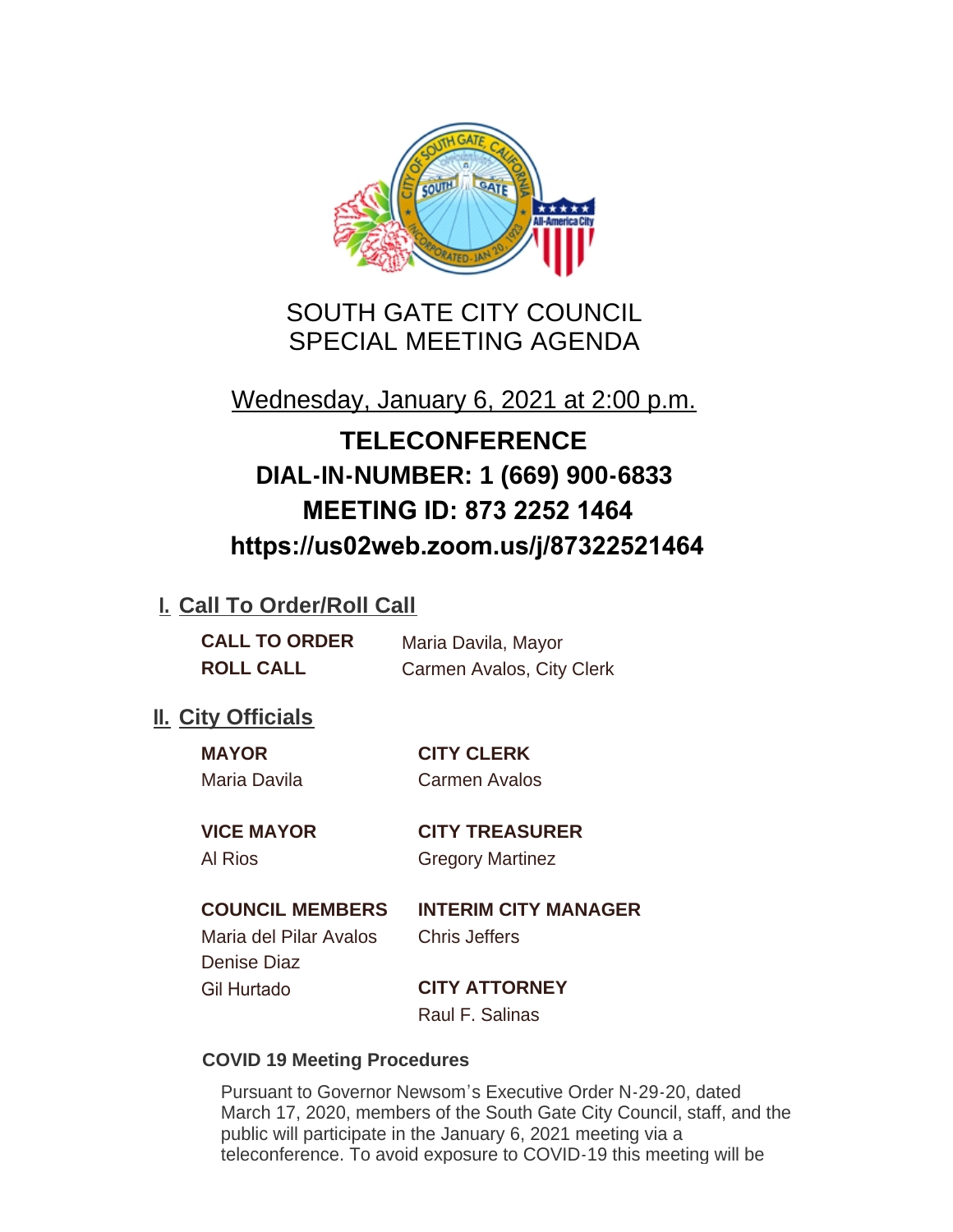# SOUTH GATE CITY COUNCIL
# SPECIAL MEETING AGENDA

Wednesday, January 6, 2021 at 2:00 p.m.

**TELECONFERENCE**
**DIAL-IN-NUMBER: 1 (669) 900-6833**
**MEETING ID: 873 2252 1464**
**https://us02web.zoom.us/j/87322521464**

## I. Call To Order/Roll Call

**CALL TO ORDER** Maria Davila, Mayor
**ROLL CALL** Carmen Avalos, City Clerk

## II. City Officials

**MAYOR**
Maria Davila

**VICE MAYOR**
Al Rios

**COUNCIL MEMBERS**
Maria del Pilar Avalos
Denise Diaz
Gil Hurtado

**CITY CLERK**
Carmen Avalos

**CITY TREASURER**
Gregory Martinez

**INTERIM CITY MANAGER**
Chris Jeffers

**CITY ATTORNEY**
Raul F. Salinas

### COVID 19 Meeting Procedures

Pursuant to Governor Newsom's Executive Order N-29-20, dated March 17, 2020, members of the South Gate City Council, staff, and the public will participate in the January 6, 2021 meeting via a teleconference. To avoid exposure to COVID-19 this meeting will be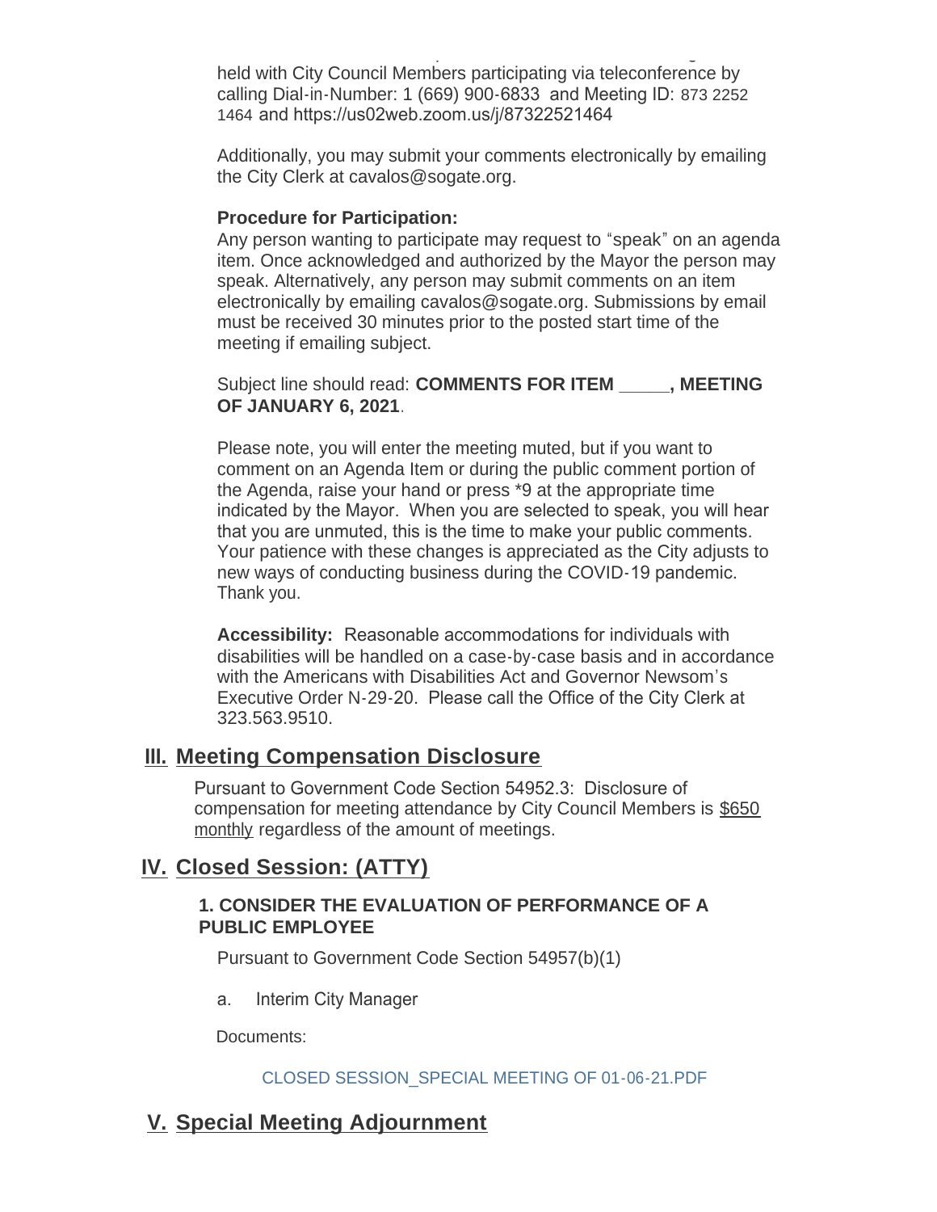held with City Council Members participating via teleconference by calling Dial-in-Number: 1 (669) 900-6833 and Meeting ID: 873 2252 1464 and https://us02web.zoom.us/j/87322521464

Additionally, you may submit your comments electronically by emailing the City Clerk at cavalos@sogate.org.

**Procedure for Participation:**
Any person wanting to participate may request to "speak" on an agenda item. Once acknowledged and authorized by the Mayor the person may speak. Alternatively, any person may submit comments on an item electronically by emailing cavalos@sogate.org. Submissions by email must be received 30 minutes prior to the posted start time of the meeting if emailing subject.

Subject line should read: **COMMENTS FOR ITEM _____, MEETING OF JANUARY 6, 2021**.

Please note, you will enter the meeting muted, but if you want to comment on an Agenda Item or during the public comment portion of the Agenda, raise your hand or press *9 at the appropriate time indicated by the Mayor. When you are selected to speak, you will hear that you are unmuted, this is the time to make your public comments. Your patience with these changes is appreciated as the City adjusts to new ways of conducting business during the COVID-19 pandemic. Thank you.

**Accessibility:** Reasonable accommodations for individuals with disabilities will be handled on a case-by-case basis and in accordance with the Americans with Disabilities Act and Governor Newsom's Executive Order N-29-20. Please call the Office of the City Clerk at 323.563.9510.

## III. Meeting Compensation Disclosure

Pursuant to Government Code Section 54952.3: Disclosure of compensation for meeting attendance by City Council Members is $650 monthly regardless of the amount of meetings.

## IV. Closed Session: (ATTY)

### 1. CONSIDER THE EVALUATION OF PERFORMANCE OF A PUBLIC EMPLOYEE

Pursuant to Government Code Section 54957(b)(1)

a. Interim City Manager

Documents:

CLOSED SESSION_SPECIAL MEETING OF 01-06-21.PDF

## V. Special Meeting Adjournment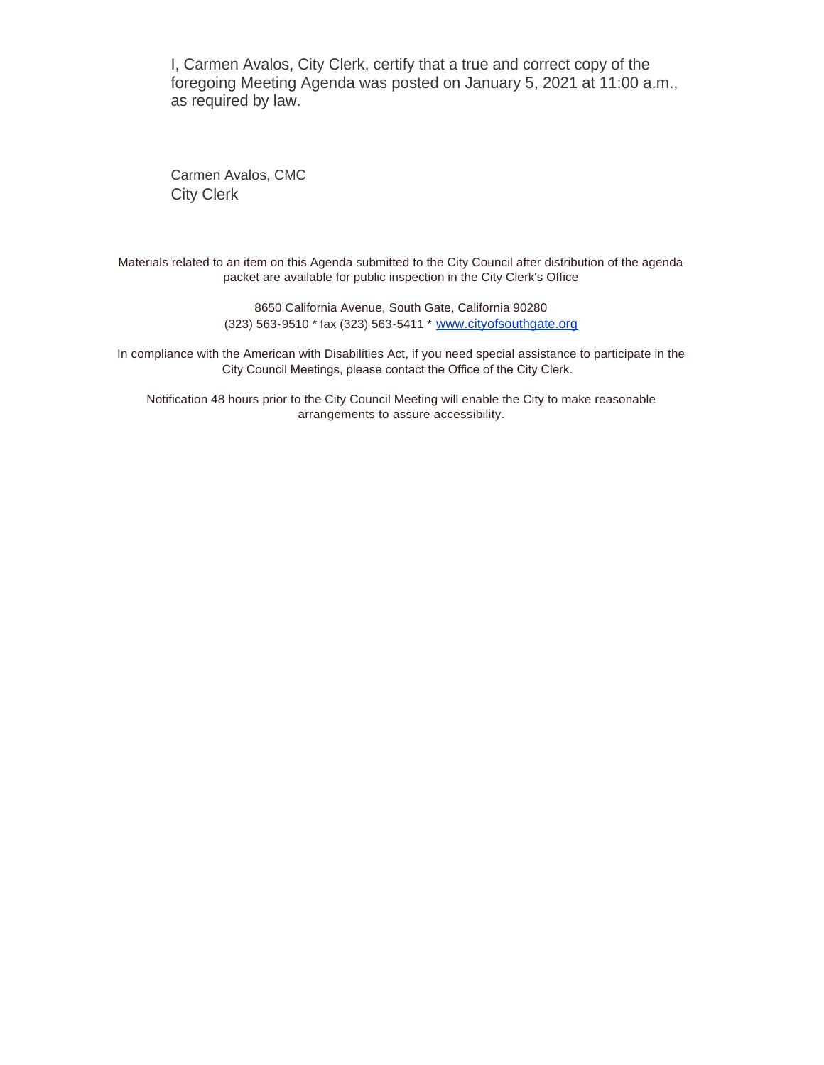I, Carmen Avalos, City Clerk, certify that a true and correct copy of the foregoing Meeting Agenda was posted on January 5, 2021 at 11:00 a.m., as required by law.

Carmen Avalos, CMC
City Clerk

Materials related to an item on this Agenda submitted to the City Council after distribution of the agenda packet are available for public inspection in the City Clerk's Office

8650 California Avenue, South Gate, California 90280
(323) 563-9510 * fax (323) 563-5411 * [www.cityofsouthgate.org](http://www.cityofsouthgate.org)

In compliance with the American with Disabilities Act, if you need special assistance to participate in the City Council Meetings, please contact the Office of the City Clerk.

Notification 48 hours prior to the City Council Meeting will enable the City to make reasonable arrangements to assure accessibility.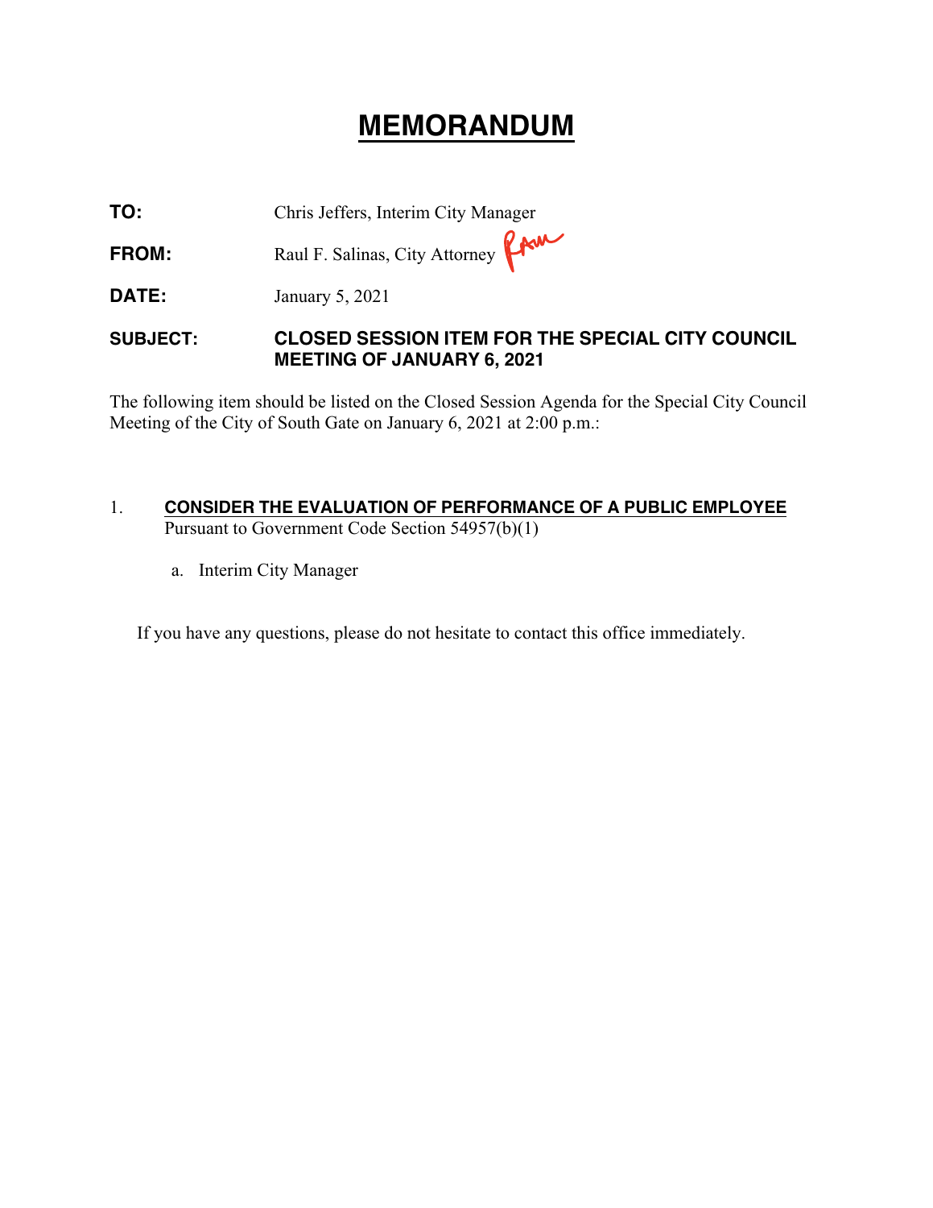# MEMORANDUM

**TO:** Chris Jeffers, Interim City Manager

**FROM:** Raul F. Salinas, City Attorney

**DATE:** January 5, 2021

**SUBJECT:** **CLOSED SESSION ITEM FOR THE SPECIAL CITY COUNCIL MEETING OF JANUARY 6, 2021**

The following item should be listed on the Closed Session Agenda for the Special City Council Meeting of the City of South Gate on January 6, 2021 at 2:00 p.m.:

1. **CONSIDER THE EVALUATION OF PERFORMANCE OF A PUBLIC EMPLOYEE**
   Pursuant to Government Code Section 54957(b)(1)

   a. Interim City Manager

If you have any questions, please do not hesitate to contact this office immediately.